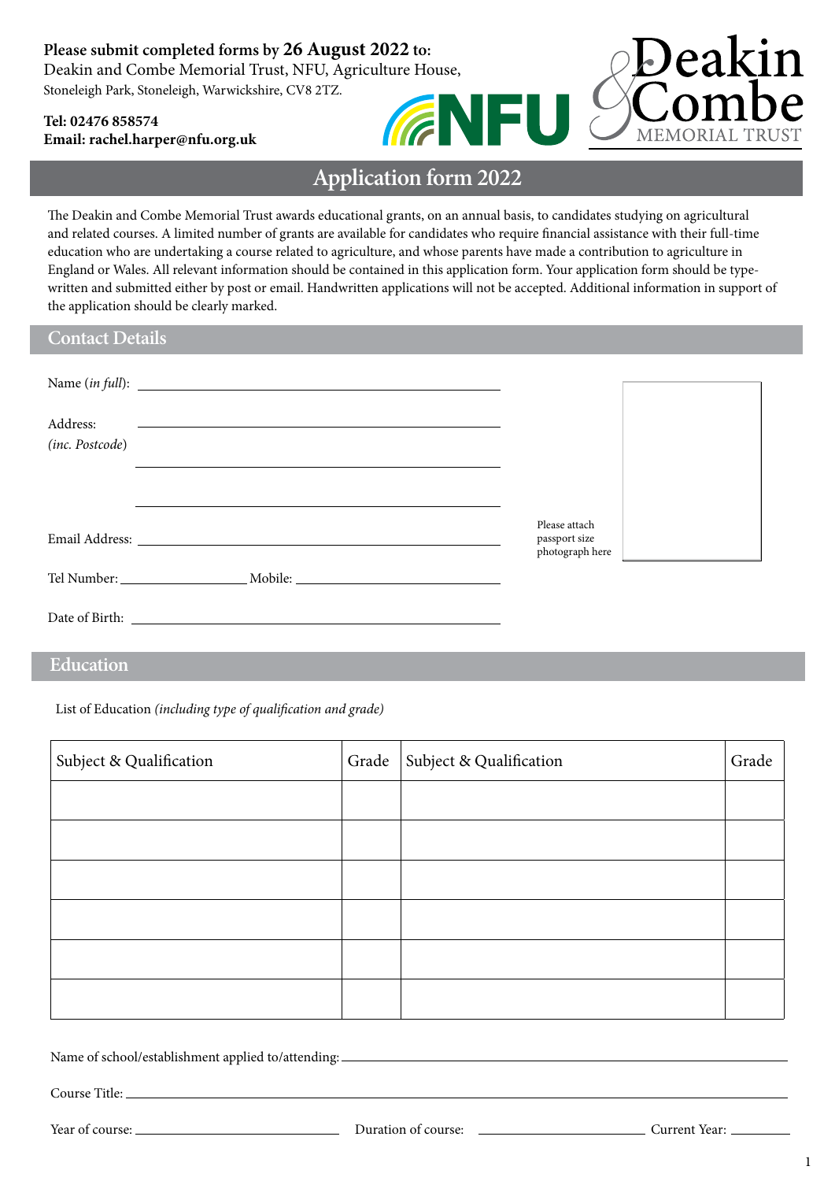**Please submit completed forms by 26 August 2022 to:**
Deakin and Combe Memorial Trust, NFU, Agriculture House,
Stoneleigh Park, Stoneleigh, Warwickshire, CV8 2TZ.

**Tel: 02476 858574**
**Email: rachel.harper@nfu.org.uk**

NFU

Deakin & Combe MEMORIAL TRUST

# Application form 2022

The Deakin and Combe Memorial Trust awards educational grants, on an annual basis, to candidates studying on agricultural and related courses. A limited number of grants are available for candidates who require financial assistance with their full-time education who are undertaking a course related to agriculture, and whose parents have made a contribution to agriculture in England or Wales. All relevant information should be contained in this application form. Your application form should be type-written and submitted either by post or email. Handwritten applications will not be accepted. Additional information in support of the application should be clearly marked.

## Contact Details

Name (*in full*): ______________________________

Address: ______________________________
(*inc. Postcode*)
______________________________

______________________________

Email Address: ______________________________

Tel Number: ______________ Mobile: ______________

Date of Birth: ______________________________

Please attach passport size photograph here

## Education

List of Education *(including type of qualification and grade)*

| Subject & Qualification | Grade | Subject & Qualification | Grade |
|---|---|---|---|
| | | | |
| | | | |
| | | | |
| | | | |
| | | | |
| | | | |

Name of school/establishment applied to/attending: ______________________________

Course Title: ______________________________

Year of course: ______________ Duration of course: ______________ Current Year: ________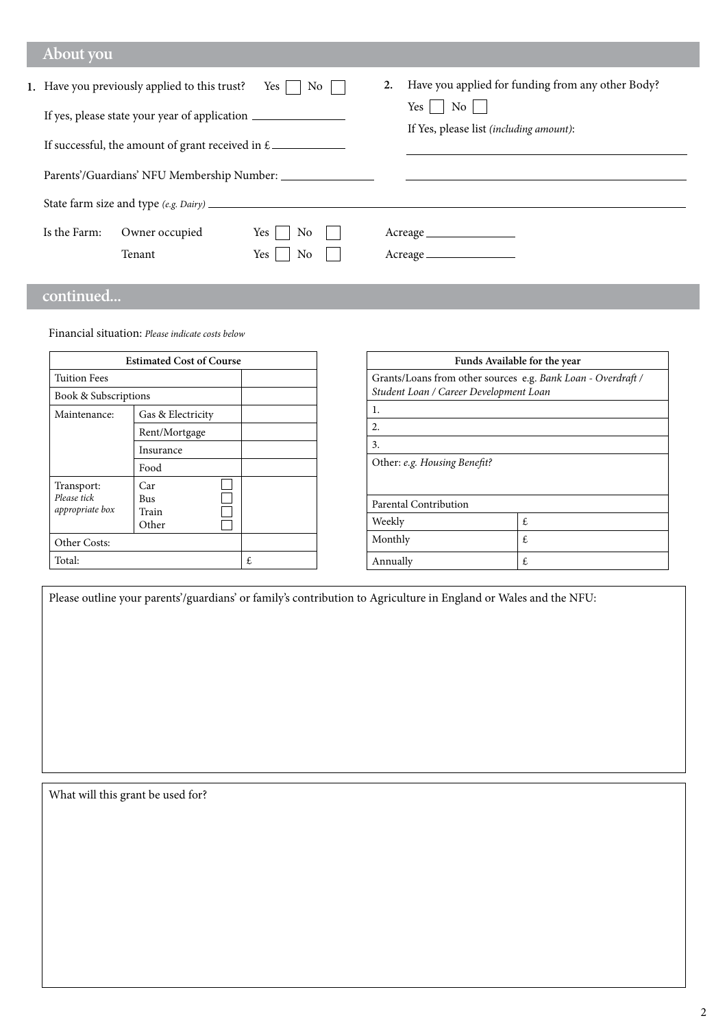## About you

1. Have you previously applied to this trust? Yes ☐ No ☐

   If yes, please state your year of application ______________

   If successful, the amount of grant received in £ ______________

   Parents'/Guardians' NFU Membership Number: ______________

2. Have you applied for funding from any other Body?

   Yes ☐ No ☐

   If Yes, please list *(including amount)*:

   ______________________________

   ______________________________

State farm size and type *(e.g. Dairy)* ______________________________

| Is the Farm: | | | |
|---|---|---|---|
| | Owner occupied | Yes ☐ No ☐ | Acreage ______________ |
| | Tenant | Yes ☐ No ☐ | Acreage ______________ |

## continued...

Financial situation: *Please indicate costs below*

| Estimated Cost of Course | | |
|---|---|---|
| Tuition Fees | | |
| Book & Subscriptions | | |
| Maintenance: | Gas & Electricity | |
| | Rent/Mortgage | |
| | Insurance | |
| | Food | |
| Transport: *Please tick appropriate box* | Car ☐<br>Bus ☐<br>Train ☐<br>Other ☐ | |
| Other Costs: | | |
| Total: | | £ |

| Funds Available for the year | |
|---|---|
| Grants/Loans from other sources e.g. *Bank Loan - Overdraft / Student Loan / Career Development Loan* | |
| 1. | |
| 2. | |
| 3. | |
| Other: *e.g. Housing Benefit?* | |
| Parental Contribution | |
| Weekly | £ |
| Monthly | £ |
| Annually | £ |

Please outline your parents'/guardians' or family's contribution to Agriculture in England or Wales and the NFU:

What will this grant be used for?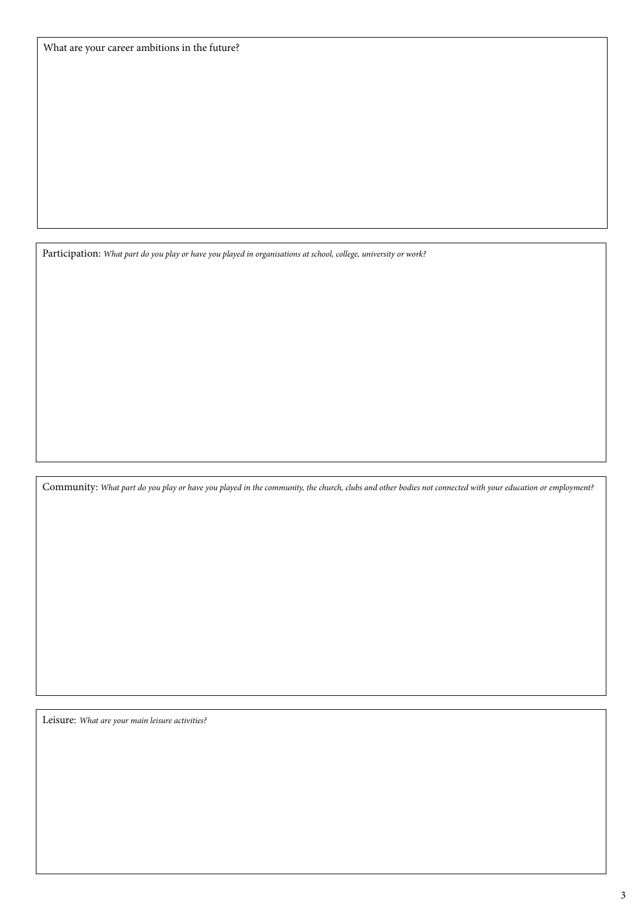What are your career ambitions in the future?

Participation: *What part do you play or have you played in organisations at school, college, university or work?*

Community: *What part do you play or have you played in the community, the church, clubs and other bodies not connected with your education or employment?*

Leisure: *What are your main leisure activities?*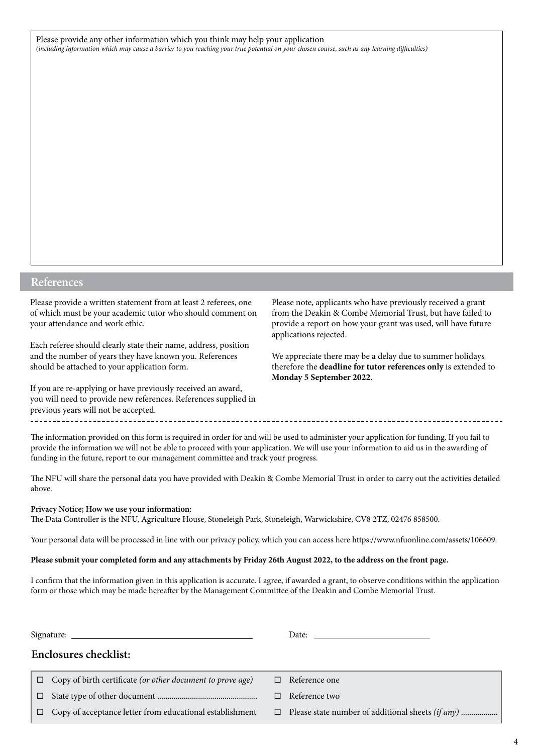Please provide any other information which you think may help your application
*(including information which may cause a barrier to you reaching your true potential on your chosen course, such as any learning difficulties)*

## References

Please provide a written statement from at least 2 referees, one of which must be your academic tutor who should comment on your attendance and work ethic.

Each referee should clearly state their name, address, position and the number of years they have known you. References should be attached to your application form.

If you are re-applying or have previously received an award, you will need to provide new references. References supplied in previous years will not be accepted.

Please note, applicants who have previously received a grant from the Deakin & Combe Memorial Trust, but have failed to provide a report on how your grant was used, will have future applications rejected.

We appreciate there may be a delay due to summer holidays therefore the **deadline for tutor references only** is extended to **Monday 5 September 2022**.

---

The information provided on this form is required in order for and will be used to administer your application for funding. If you fail to provide the information we will not be able to proceed with your application. We will use your information to aid us in the awarding of funding in the future, report to our management committee and track your progress.

The NFU will share the personal data you have provided with Deakin & Combe Memorial Trust in order to carry out the activities detailed above.

**Privacy Notice; How we use your information:**
The Data Controller is the NFU, Agriculture House, Stoneleigh Park, Stoneleigh, Warwickshire, CV8 2TZ, 02476 858500.

Your personal data will be processed in line with our privacy policy, which you can access here https://www.nfuonline.com/assets/106609.

**Please submit your completed form and any attachments by Friday 26th August 2022, to the address on the front page.**

I confirm that the information given in this application is accurate. I agree, if awarded a grant, to observe conditions within the application form or those which may be made hereafter by the Management Committee of the Deakin and Combe Memorial Trust.

Signature: ______________________ Date: ______________________

### Enclosures checklist:

| | |
|---|---|
| ☐ Copy of birth certificate *(or other document to prove age)* | ☐ Reference one |
| ☐ State type of other document ............................................... | ☐ Reference two |
| ☐ Copy of acceptance letter from educational establishment | ☐ Please state number of additional sheets *(if any)* .................. |